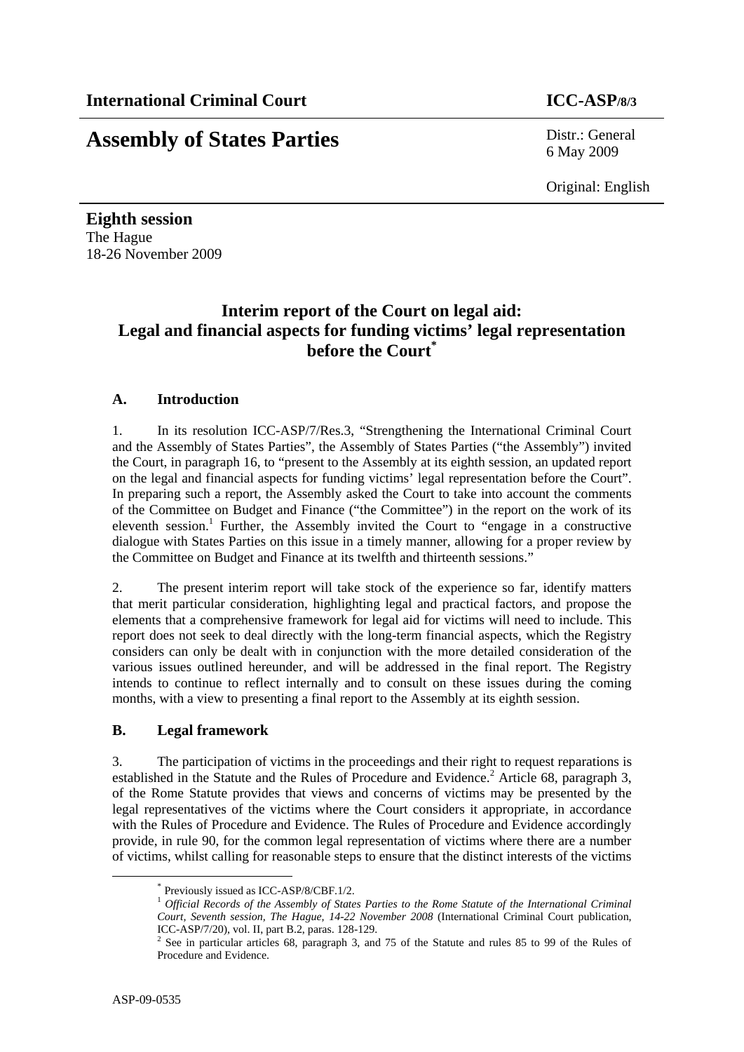**International Criminal Court** **ICC-ASP/8/3**

# Assembly of States Parties

Distr.: General
6 May 2009

Original: English

**Eighth session**
The Hague
18-26 November 2009

## Interim report of the Court on legal aid: Legal and financial aspects for funding victims' legal representation before the Court[*]

### A. Introduction

1. In its resolution ICC-ASP/7/Res.3, "Strengthening the International Criminal Court and the Assembly of States Parties", the Assembly of States Parties ("the Assembly") invited the Court, in paragraph 16, to "present to the Assembly at its eighth session, an updated report on the legal and financial aspects for funding victims' legal representation before the Court". In preparing such a report, the Assembly asked the Court to take into account the comments of the Committee on Budget and Finance ("the Committee") in the report on the work of its eleventh session.[1] Further, the Assembly invited the Court to "engage in a constructive dialogue with States Parties on this issue in a timely manner, allowing for a proper review by the Committee on Budget and Finance at its twelfth and thirteenth sessions."

2. The present interim report will take stock of the experience so far, identify matters that merit particular consideration, highlighting legal and practical factors, and propose the elements that a comprehensive framework for legal aid for victims will need to include. This report does not seek to deal directly with the long-term financial aspects, which the Registry considers can only be dealt with in conjunction with the more detailed consideration of the various issues outlined hereunder, and will be addressed in the final report. The Registry intends to continue to reflect internally and to consult on these issues during the coming months, with a view to presenting a final report to the Assembly at its eighth session.

### B. Legal framework

3. The participation of victims in the proceedings and their right to request reparations is established in the Statute and the Rules of Procedure and Evidence.[2] Article 68, paragraph 3, of the Rome Statute provides that views and concerns of victims may be presented by the legal representatives of the victims where the Court considers it appropriate, in accordance with the Rules of Procedure and Evidence. The Rules of Procedure and Evidence accordingly provide, in rule 90, for the common legal representation of victims where there are a number of victims, whilst calling for reasonable steps to ensure that the distinct interests of the victims

---

[*] Previously issued as ICC-ASP/8/CBF.1/2.

[1] *Official Records of the Assembly of States Parties to the Rome Statute of the International Criminal Court, Seventh session, The Hague, 14-22 November 2008* (International Criminal Court publication, ICC-ASP/7/20), vol. II, part B.2, paras. 128-129.

[2] See in particular articles 68, paragraph 3, and 75 of the Statute and rules 85 to 99 of the Rules of Procedure and Evidence.

ASP-09-0535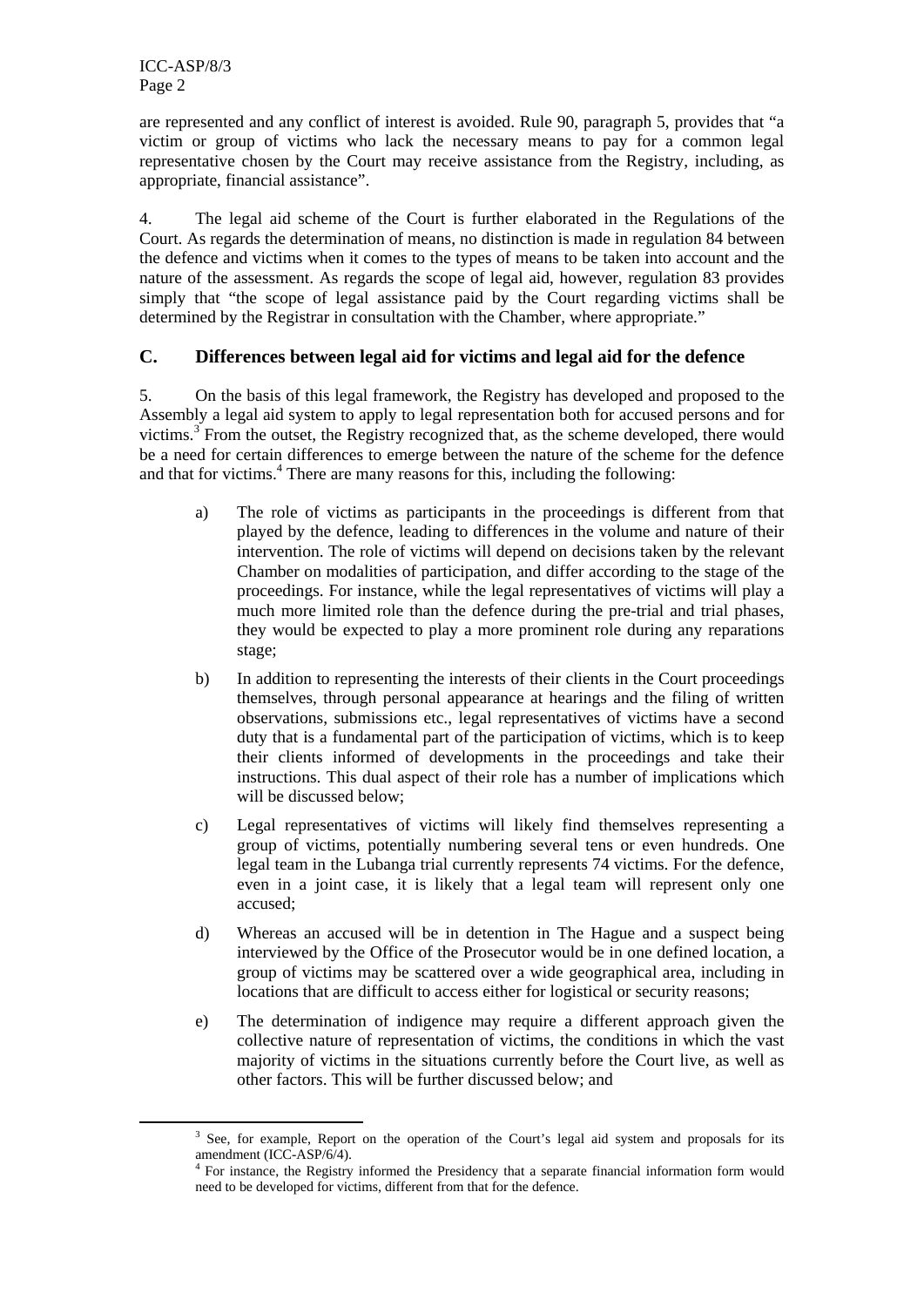are represented and any conflict of interest is avoided. Rule 90, paragraph 5, provides that "a victim or group of victims who lack the necessary means to pay for a common legal representative chosen by the Court may receive assistance from the Registry, including, as appropriate, financial assistance".

4. The legal aid scheme of the Court is further elaborated in the Regulations of the Court. As regards the determination of means, no distinction is made in regulation 84 between the defence and victims when it comes to the types of means to be taken into account and the nature of the assessment. As regards the scope of legal aid, however, regulation 83 provides simply that "the scope of legal assistance paid by the Court regarding victims shall be determined by the Registrar in consultation with the Chamber, where appropriate."

## C. Differences between legal aid for victims and legal aid for the defence

5. On the basis of this legal framework, the Registry has developed and proposed to the Assembly a legal aid system to apply to legal representation both for accused persons and for victims.[3] From the outset, the Registry recognized that, as the scheme developed, there would be a need for certain differences to emerge between the nature of the scheme for the defence and that for victims.[4] There are many reasons for this, including the following:

a) The role of victims as participants in the proceedings is different from that played by the defence, leading to differences in the volume and nature of their intervention. The role of victims will depend on decisions taken by the relevant Chamber on modalities of participation, and differ according to the stage of the proceedings. For instance, while the legal representatives of victims will play a much more limited role than the defence during the pre-trial and trial phases, they would be expected to play a more prominent role during any reparations stage;

b) In addition to representing the interests of their clients in the Court proceedings themselves, through personal appearance at hearings and the filing of written observations, submissions etc., legal representatives of victims have a second duty that is a fundamental part of the participation of victims, which is to keep their clients informed of developments in the proceedings and take their instructions. This dual aspect of their role has a number of implications which will be discussed below;

c) Legal representatives of victims will likely find themselves representing a group of victims, potentially numbering several tens or even hundreds. One legal team in the Lubanga trial currently represents 74 victims. For the defence, even in a joint case, it is likely that a legal team will represent only one accused;

d) Whereas an accused will be in detention in The Hague and a suspect being interviewed by the Office of the Prosecutor would be in one defined location, a group of victims may be scattered over a wide geographical area, including in locations that are difficult to access either for logistical or security reasons;

e) The determination of indigence may require a different approach given the collective nature of representation of victims, the conditions in which the vast majority of victims in the situations currently before the Court live, as well as other factors. This will be further discussed below; and

---

[3] See, for example, Report on the operation of the Court's legal aid system and proposals for its amendment (ICC-ASP/6/4).

[4] For instance, the Registry informed the Presidency that a separate financial information form would need to be developed for victims, different from that for the defence.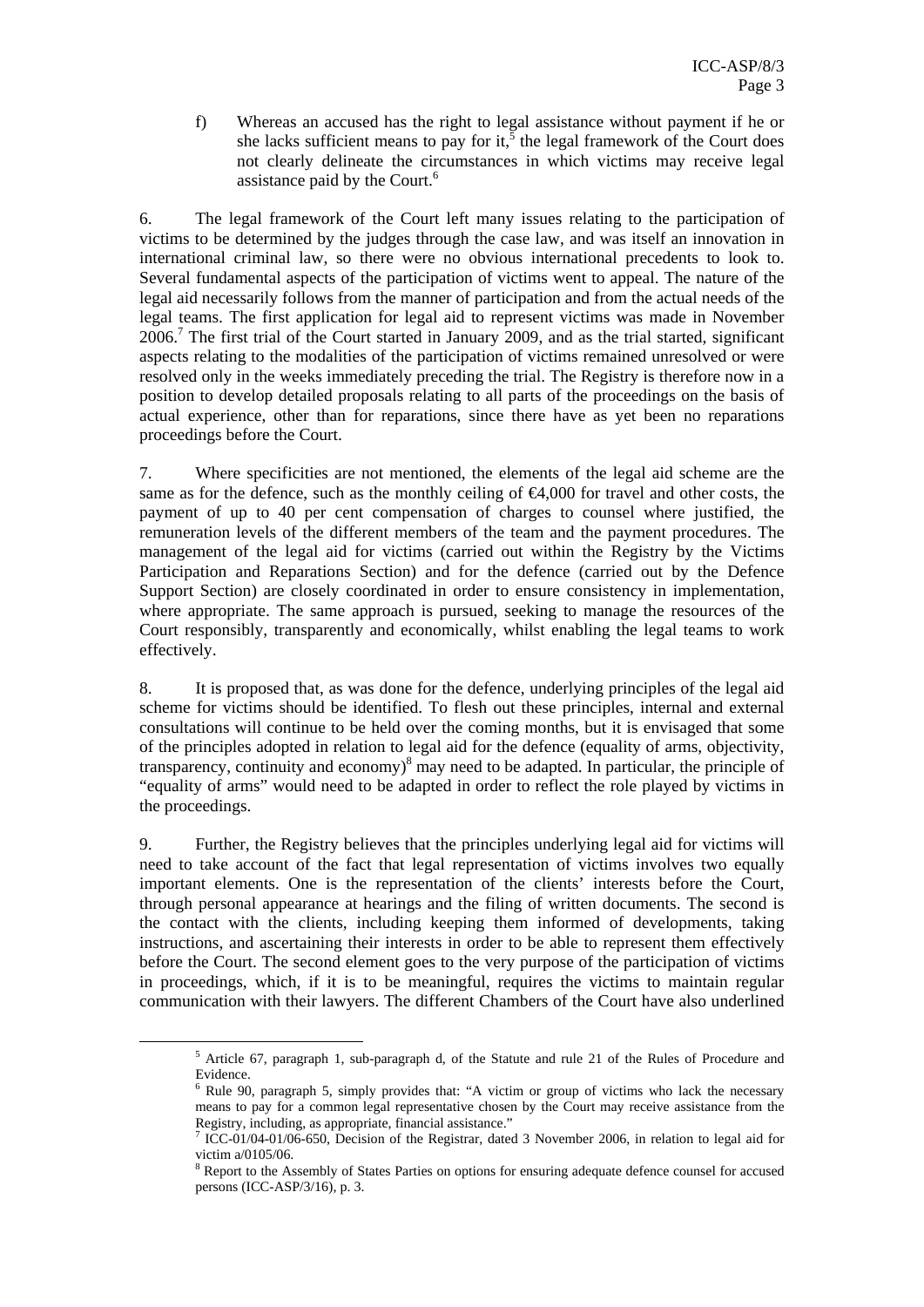f) Whereas an accused has the right to legal assistance without payment if he or she lacks sufficient means to pay for it,[5] the legal framework of the Court does not clearly delineate the circumstances in which victims may receive legal assistance paid by the Court.[6]

6. The legal framework of the Court left many issues relating to the participation of victims to be determined by the judges through the case law, and was itself an innovation in international criminal law, so there were no obvious international precedents to look to. Several fundamental aspects of the participation of victims went to appeal. The nature of the legal aid necessarily follows from the manner of participation and from the actual needs of the legal teams. The first application for legal aid to represent victims was made in November 2006.[7] The first trial of the Court started in January 2009, and as the trial started, significant aspects relating to the modalities of the participation of victims remained unresolved or were resolved only in the weeks immediately preceding the trial. The Registry is therefore now in a position to develop detailed proposals relating to all parts of the proceedings on the basis of actual experience, other than for reparations, since there have as yet been no reparations proceedings before the Court.

7. Where specificities are not mentioned, the elements of the legal aid scheme are the same as for the defence, such as the monthly ceiling of €4,000 for travel and other costs, the payment of up to 40 per cent compensation of charges to counsel where justified, the remuneration levels of the different members of the team and the payment procedures. The management of the legal aid for victims (carried out within the Registry by the Victims Participation and Reparations Section) and for the defence (carried out by the Defence Support Section) are closely coordinated in order to ensure consistency in implementation, where appropriate. The same approach is pursued, seeking to manage the resources of the Court responsibly, transparently and economically, whilst enabling the legal teams to work effectively.

8. It is proposed that, as was done for the defence, underlying principles of the legal aid scheme for victims should be identified. To flesh out these principles, internal and external consultations will continue to be held over the coming months, but it is envisaged that some of the principles adopted in relation to legal aid for the defence (equality of arms, objectivity, transparency, continuity and economy)[8] may need to be adapted. In particular, the principle of "equality of arms" would need to be adapted in order to reflect the role played by victims in the proceedings.

9. Further, the Registry believes that the principles underlying legal aid for victims will need to take account of the fact that legal representation of victims involves two equally important elements. One is the representation of the clients' interests before the Court, through personal appearance at hearings and the filing of written documents. The second is the contact with the clients, including keeping them informed of developments, taking instructions, and ascertaining their interests in order to be able to represent them effectively before the Court. The second element goes to the very purpose of the participation of victims in proceedings, which, if it is to be meaningful, requires the victims to maintain regular communication with their lawyers. The different Chambers of the Court have also underlined

---

[5] Article 67, paragraph 1, sub-paragraph d, of the Statute and rule 21 of the Rules of Procedure and Evidence.

[6] Rule 90, paragraph 5, simply provides that: "A victim or group of victims who lack the necessary means to pay for a common legal representative chosen by the Court may receive assistance from the Registry, including, as appropriate, financial assistance."

[7] ICC-01/04-01/06-650, Decision of the Registrar, dated 3 November 2006, in relation to legal aid for victim a/0105/06.

[8] Report to the Assembly of States Parties on options for ensuring adequate defence counsel for accused persons (ICC-ASP/3/16), p. 3.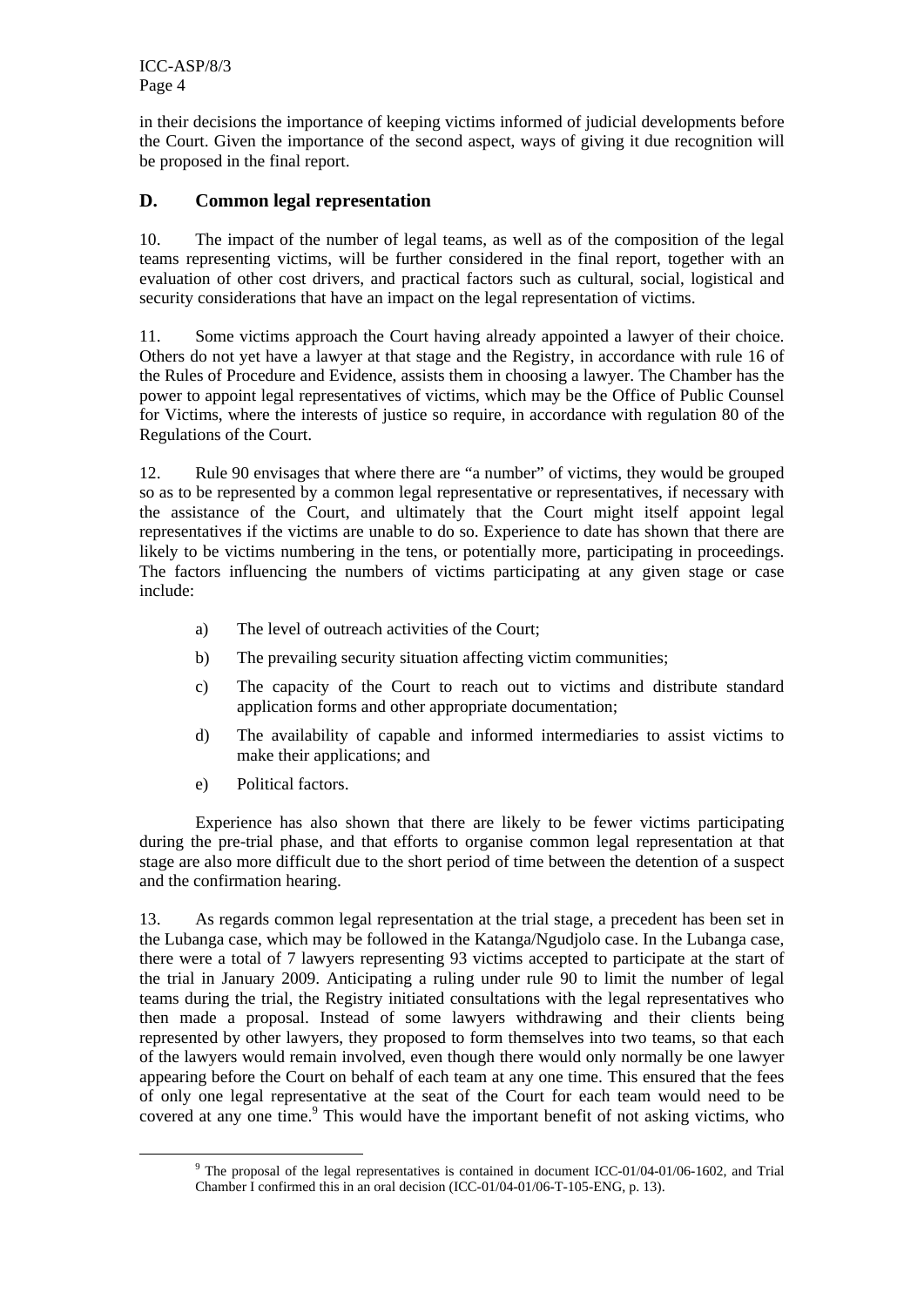in their decisions the importance of keeping victims informed of judicial developments before the Court. Given the importance of the second aspect, ways of giving it due recognition will be proposed in the final report.

## D. Common legal representation

10. The impact of the number of legal teams, as well as of the composition of the legal teams representing victims, will be further considered in the final report, together with an evaluation of other cost drivers, and practical factors such as cultural, social, logistical and security considerations that have an impact on the legal representation of victims.

11. Some victims approach the Court having already appointed a lawyer of their choice. Others do not yet have a lawyer at that stage and the Registry, in accordance with rule 16 of the Rules of Procedure and Evidence, assists them in choosing a lawyer. The Chamber has the power to appoint legal representatives of victims, which may be the Office of Public Counsel for Victims, where the interests of justice so require, in accordance with regulation 80 of the Regulations of the Court.

12. Rule 90 envisages that where there are "a number" of victims, they would be grouped so as to be represented by a common legal representative or representatives, if necessary with the assistance of the Court, and ultimately that the Court might itself appoint legal representatives if the victims are unable to do so. Experience to date has shown that there are likely to be victims numbering in the tens, or potentially more, participating in proceedings. The factors influencing the numbers of victims participating at any given stage or case include:

a) The level of outreach activities of the Court;

b) The prevailing security situation affecting victim communities;

c) The capacity of the Court to reach out to victims and distribute standard application forms and other appropriate documentation;

d) The availability of capable and informed intermediaries to assist victims to make their applications; and

e) Political factors.

Experience has also shown that there are likely to be fewer victims participating during the pre-trial phase, and that efforts to organise common legal representation at that stage are also more difficult due to the short period of time between the detention of a suspect and the confirmation hearing.

13. As regards common legal representation at the trial stage, a precedent has been set in the Lubanga case, which may be followed in the Katanga/Ngudjolo case. In the Lubanga case, there were a total of 7 lawyers representing 93 victims accepted to participate at the start of the trial in January 2009. Anticipating a ruling under rule 90 to limit the number of legal teams during the trial, the Registry initiated consultations with the legal representatives who then made a proposal. Instead of some lawyers withdrawing and their clients being represented by other lawyers, they proposed to form themselves into two teams, so that each of the lawyers would remain involved, even though there would only normally be one lawyer appearing before the Court on behalf of each team at any one time. This ensured that the fees of only one legal representative at the seat of the Court for each team would need to be covered at any one time.[9] This would have the important benefit of not asking victims, who

[9] The proposal of the legal representatives is contained in document ICC-01/04-01/06-1602, and Trial Chamber I confirmed this in an oral decision (ICC-01/04-01/06-T-105-ENG, p. 13).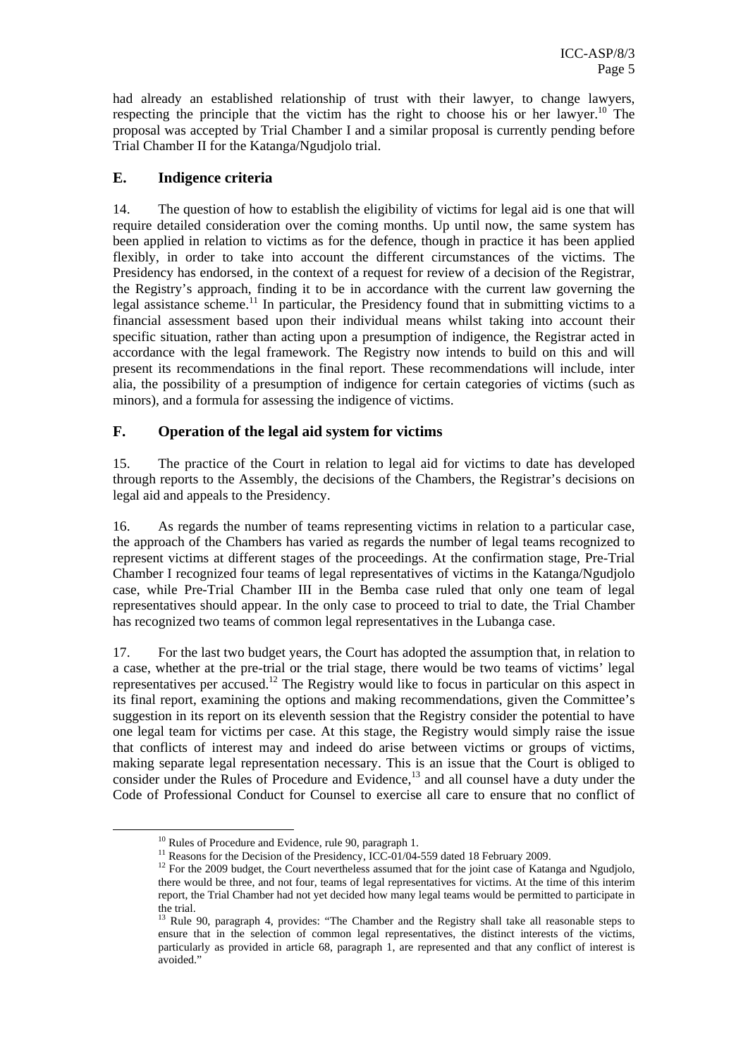had already an established relationship of trust with their lawyer, to change lawyers, respecting the principle that the victim has the right to choose his or her lawyer.[10] The proposal was accepted by Trial Chamber I and a similar proposal is currently pending before Trial Chamber II for the Katanga/Ngudjolo trial.

## E. Indigence criteria

14. The question of how to establish the eligibility of victims for legal aid is one that will require detailed consideration over the coming months. Up until now, the same system has been applied in relation to victims as for the defence, though in practice it has been applied flexibly, in order to take into account the different circumstances of the victims. The Presidency has endorsed, in the context of a request for review of a decision of the Registrar, the Registry's approach, finding it to be in accordance with the current law governing the legal assistance scheme.[11] In particular, the Presidency found that in submitting victims to a financial assessment based upon their individual means whilst taking into account their specific situation, rather than acting upon a presumption of indigence, the Registrar acted in accordance with the legal framework. The Registry now intends to build on this and will present its recommendations in the final report. These recommendations will include, inter alia, the possibility of a presumption of indigence for certain categories of victims (such as minors), and a formula for assessing the indigence of victims.

## F. Operation of the legal aid system for victims

15. The practice of the Court in relation to legal aid for victims to date has developed through reports to the Assembly, the decisions of the Chambers, the Registrar's decisions on legal aid and appeals to the Presidency.

16. As regards the number of teams representing victims in relation to a particular case, the approach of the Chambers has varied as regards the number of legal teams recognized to represent victims at different stages of the proceedings. At the confirmation stage, Pre-Trial Chamber I recognized four teams of legal representatives of victims in the Katanga/Ngudjolo case, while Pre-Trial Chamber III in the Bemba case ruled that only one team of legal representatives should appear. In the only case to proceed to trial to date, the Trial Chamber has recognized two teams of common legal representatives in the Lubanga case.

17. For the last two budget years, the Court has adopted the assumption that, in relation to a case, whether at the pre-trial or the trial stage, there would be two teams of victims' legal representatives per accused.[12] The Registry would like to focus in particular on this aspect in its final report, examining the options and making recommendations, given the Committee's suggestion in its report on its eleventh session that the Registry consider the potential to have one legal team for victims per case. At this stage, the Registry would simply raise the issue that conflicts of interest may and indeed do arise between victims or groups of victims, making separate legal representation necessary. This is an issue that the Court is obliged to consider under the Rules of Procedure and Evidence,[13] and all counsel have a duty under the Code of Professional Conduct for Counsel to exercise all care to ensure that no conflict of

---

[10] Rules of Procedure and Evidence, rule 90, paragraph 1.

[11] Reasons for the Decision of the Presidency, ICC-01/04-559 dated 18 February 2009.

[12] For the 2009 budget, the Court nevertheless assumed that for the joint case of Katanga and Ngudjolo, there would be three, and not four, teams of legal representatives for victims. At the time of this interim report, the Trial Chamber had not yet decided how many legal teams would be permitted to participate in the trial.

[13] Rule 90, paragraph 4, provides: "The Chamber and the Registry shall take all reasonable steps to ensure that in the selection of common legal representatives, the distinct interests of the victims, particularly as provided in article 68, paragraph 1, are represented and that any conflict of interest is avoided."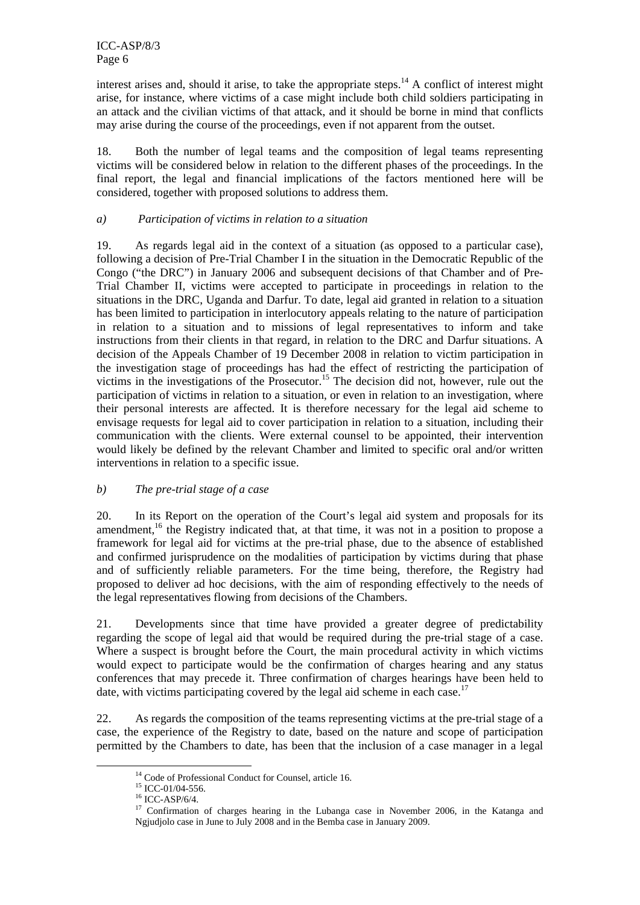interest arises and, should it arise, to take the appropriate steps.[14] A conflict of interest might arise, for instance, where victims of a case might include both child soldiers participating in an attack and the civilian victims of that attack, and it should be borne in mind that conflicts may arise during the course of the proceedings, even if not apparent from the outset.

18. Both the number of legal teams and the composition of legal teams representing victims will be considered below in relation to the different phases of the proceedings. In the final report, the legal and financial implications of the factors mentioned here will be considered, together with proposed solutions to address them.

*a) Participation of victims in relation to a situation*

19. As regards legal aid in the context of a situation (as opposed to a particular case), following a decision of Pre-Trial Chamber I in the situation in the Democratic Republic of the Congo ("the DRC") in January 2006 and subsequent decisions of that Chamber and of Pre-Trial Chamber II, victims were accepted to participate in proceedings in relation to the situations in the DRC, Uganda and Darfur. To date, legal aid granted in relation to a situation has been limited to participation in interlocutory appeals relating to the nature of participation in relation to a situation and to missions of legal representatives to inform and take instructions from their clients in that regard, in relation to the DRC and Darfur situations. A decision of the Appeals Chamber of 19 December 2008 in relation to victim participation in the investigation stage of proceedings has had the effect of restricting the participation of victims in the investigations of the Prosecutor.[15] The decision did not, however, rule out the participation of victims in relation to a situation, or even in relation to an investigation, where their personal interests are affected. It is therefore necessary for the legal aid scheme to envisage requests for legal aid to cover participation in relation to a situation, including their communication with the clients. Were external counsel to be appointed, their intervention would likely be defined by the relevant Chamber and limited to specific oral and/or written interventions in relation to a specific issue.

*b) The pre-trial stage of a case*

20. In its Report on the operation of the Court's legal aid system and proposals for its amendment,[16] the Registry indicated that, at that time, it was not in a position to propose a framework for legal aid for victims at the pre-trial phase, due to the absence of established and confirmed jurisprudence on the modalities of participation by victims during that phase and of sufficiently reliable parameters. For the time being, therefore, the Registry had proposed to deliver ad hoc decisions, with the aim of responding effectively to the needs of the legal representatives flowing from decisions of the Chambers.

21. Developments since that time have provided a greater degree of predictability regarding the scope of legal aid that would be required during the pre-trial stage of a case. Where a suspect is brought before the Court, the main procedural activity in which victims would expect to participate would be the confirmation of charges hearing and any status conferences that may precede it. Three confirmation of charges hearings have been held to date, with victims participating covered by the legal aid scheme in each case.[17]

22. As regards the composition of the teams representing victims at the pre-trial stage of a case, the experience of the Registry to date, based on the nature and scope of participation permitted by the Chambers to date, has been that the inclusion of a case manager in a legal

---

[14] Code of Professional Conduct for Counsel, article 16.

[15] ICC-01/04-556.

[16] ICC-ASP/6/4.

[17] Confirmation of charges hearing in the Lubanga case in November 2006, in the Katanga and Ngjudjolo case in June to July 2008 and in the Bemba case in January 2009.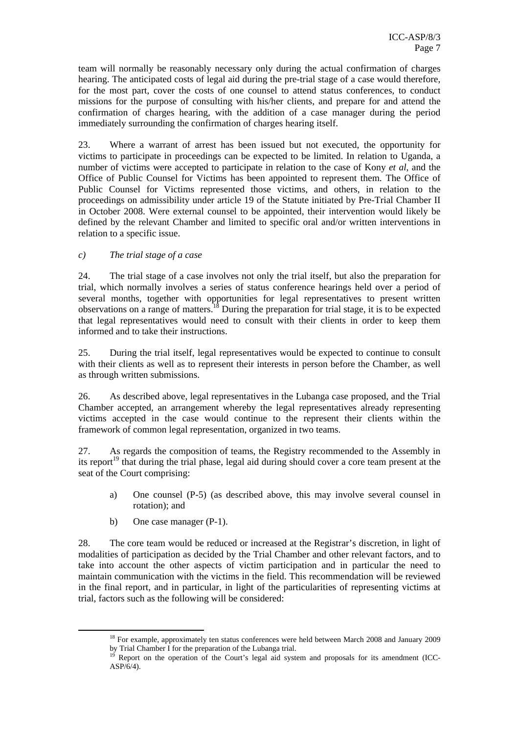team will normally be reasonably necessary only during the actual confirmation of charges hearing. The anticipated costs of legal aid during the pre-trial stage of a case would therefore, for the most part, cover the costs of one counsel to attend status conferences, to conduct missions for the purpose of consulting with his/her clients, and prepare for and attend the confirmation of charges hearing, with the addition of a case manager during the period immediately surrounding the confirmation of charges hearing itself.

23. Where a warrant of arrest has been issued but not executed, the opportunity for victims to participate in proceedings can be expected to be limited. In relation to Uganda, a number of victims were accepted to participate in relation to the case of Kony *et al*, and the Office of Public Counsel for Victims has been appointed to represent them. The Office of Public Counsel for Victims represented those victims, and others, in relation to the proceedings on admissibility under article 19 of the Statute initiated by Pre-Trial Chamber II in October 2008. Were external counsel to be appointed, their intervention would likely be defined by the relevant Chamber and limited to specific oral and/or written interventions in relation to a specific issue.

*c) The trial stage of a case*

24. The trial stage of a case involves not only the trial itself, but also the preparation for trial, which normally involves a series of status conference hearings held over a period of several months, together with opportunities for legal representatives to present written observations on a range of matters.[18] During the preparation for trial stage, it is to be expected that legal representatives would need to consult with their clients in order to keep them informed and to take their instructions.

25. During the trial itself, legal representatives would be expected to continue to consult with their clients as well as to represent their interests in person before the Chamber, as well as through written submissions.

26. As described above, legal representatives in the Lubanga case proposed, and the Trial Chamber accepted, an arrangement whereby the legal representatives already representing victims accepted in the case would continue to the represent their clients within the framework of common legal representation, organized in two teams.

27. As regards the composition of teams, the Registry recommended to the Assembly in its report[19] that during the trial phase, legal aid during should cover a core team present at the seat of the Court comprising:

a) One counsel (P-5) (as described above, this may involve several counsel in rotation); and

b) One case manager (P-1).

28. The core team would be reduced or increased at the Registrar's discretion, in light of modalities of participation as decided by the Trial Chamber and other relevant factors, and to take into account the other aspects of victim participation and in particular the need to maintain communication with the victims in the field. This recommendation will be reviewed in the final report, and in particular, in light of the particularities of representing victims at trial, factors such as the following will be considered:

[18] For example, approximately ten status conferences were held between March 2008 and January 2009 by Trial Chamber I for the preparation of the Lubanga trial.

[19] Report on the operation of the Court's legal aid system and proposals for its amendment (ICC-ASP/6/4).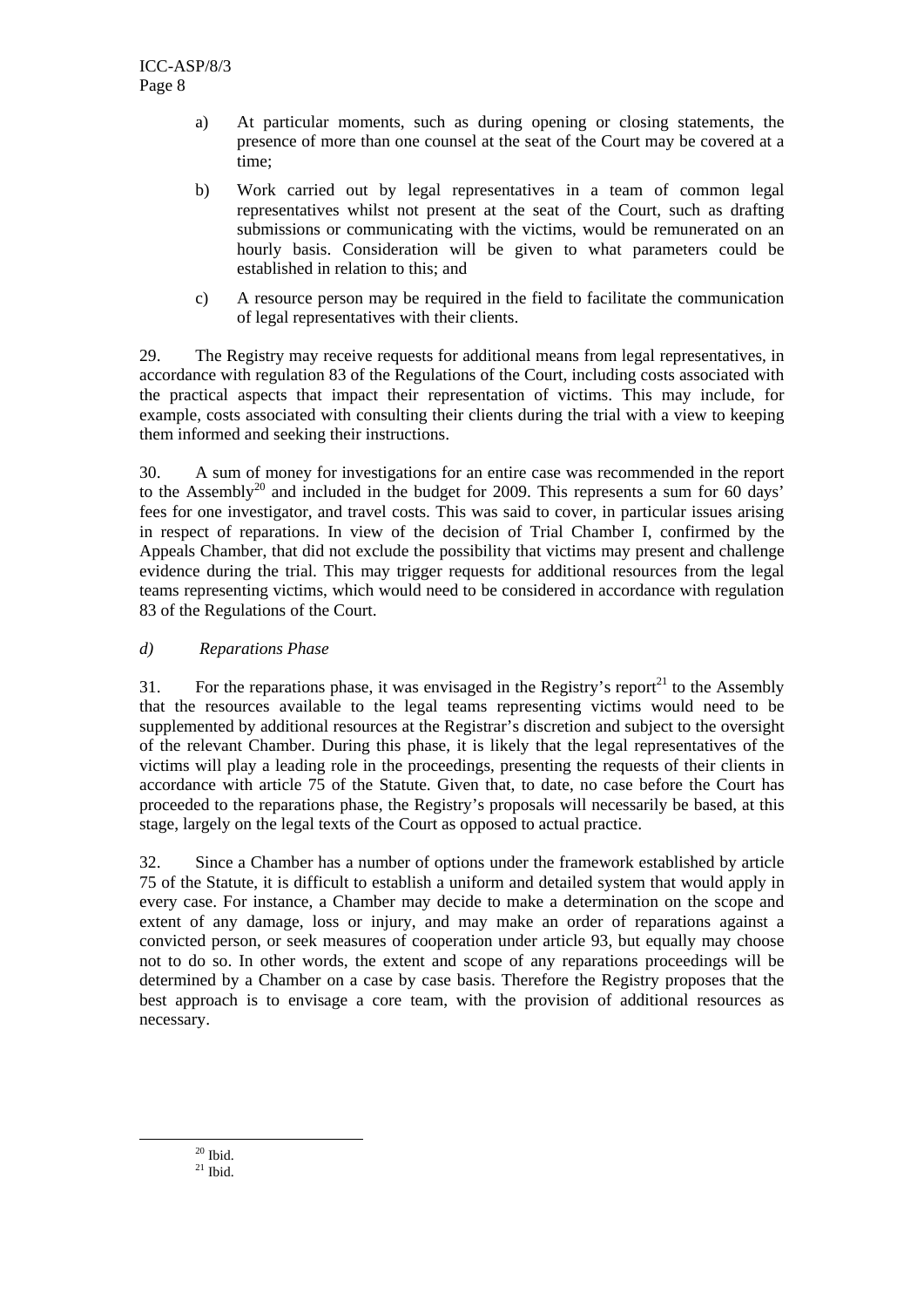a) At particular moments, such as during opening or closing statements, the presence of more than one counsel at the seat of the Court may be covered at a time;

b) Work carried out by legal representatives in a team of common legal representatives whilst not present at the seat of the Court, such as drafting submissions or communicating with the victims, would be remunerated on an hourly basis. Consideration will be given to what parameters could be established in relation to this; and

c) A resource person may be required in the field to facilitate the communication of legal representatives with their clients.

29. The Registry may receive requests for additional means from legal representatives, in accordance with regulation 83 of the Regulations of the Court, including costs associated with the practical aspects that impact their representation of victims. This may include, for example, costs associated with consulting their clients during the trial with a view to keeping them informed and seeking their instructions.

30. A sum of money for investigations for an entire case was recommended in the report to the Assembly[20] and included in the budget for 2009. This represents a sum for 60 days' fees for one investigator, and travel costs. This was said to cover, in particular issues arising in respect of reparations. In view of the decision of Trial Chamber I, confirmed by the Appeals Chamber, that did not exclude the possibility that victims may present and challenge evidence during the trial. This may trigger requests for additional resources from the legal teams representing victims, which would need to be considered in accordance with regulation 83 of the Regulations of the Court.

### *d) Reparations Phase*

31. For the reparations phase, it was envisaged in the Registry's report[21] to the Assembly that the resources available to the legal teams representing victims would need to be supplemented by additional resources at the Registrar's discretion and subject to the oversight of the relevant Chamber. During this phase, it is likely that the legal representatives of the victims will play a leading role in the proceedings, presenting the requests of their clients in accordance with article 75 of the Statute. Given that, to date, no case before the Court has proceeded to the reparations phase, the Registry's proposals will necessarily be based, at this stage, largely on the legal texts of the Court as opposed to actual practice.

32. Since a Chamber has a number of options under the framework established by article 75 of the Statute, it is difficult to establish a uniform and detailed system that would apply in every case. For instance, a Chamber may decide to make a determination on the scope and extent of any damage, loss or injury, and may make an order of reparations against a convicted person, or seek measures of cooperation under article 93, but equally may choose not to do so. In other words, the extent and scope of any reparations proceedings will be determined by a Chamber on a case by case basis. Therefore the Registry proposes that the best approach is to envisage a core team, with the provision of additional resources as necessary.

[20] Ibid.

[21] Ibid.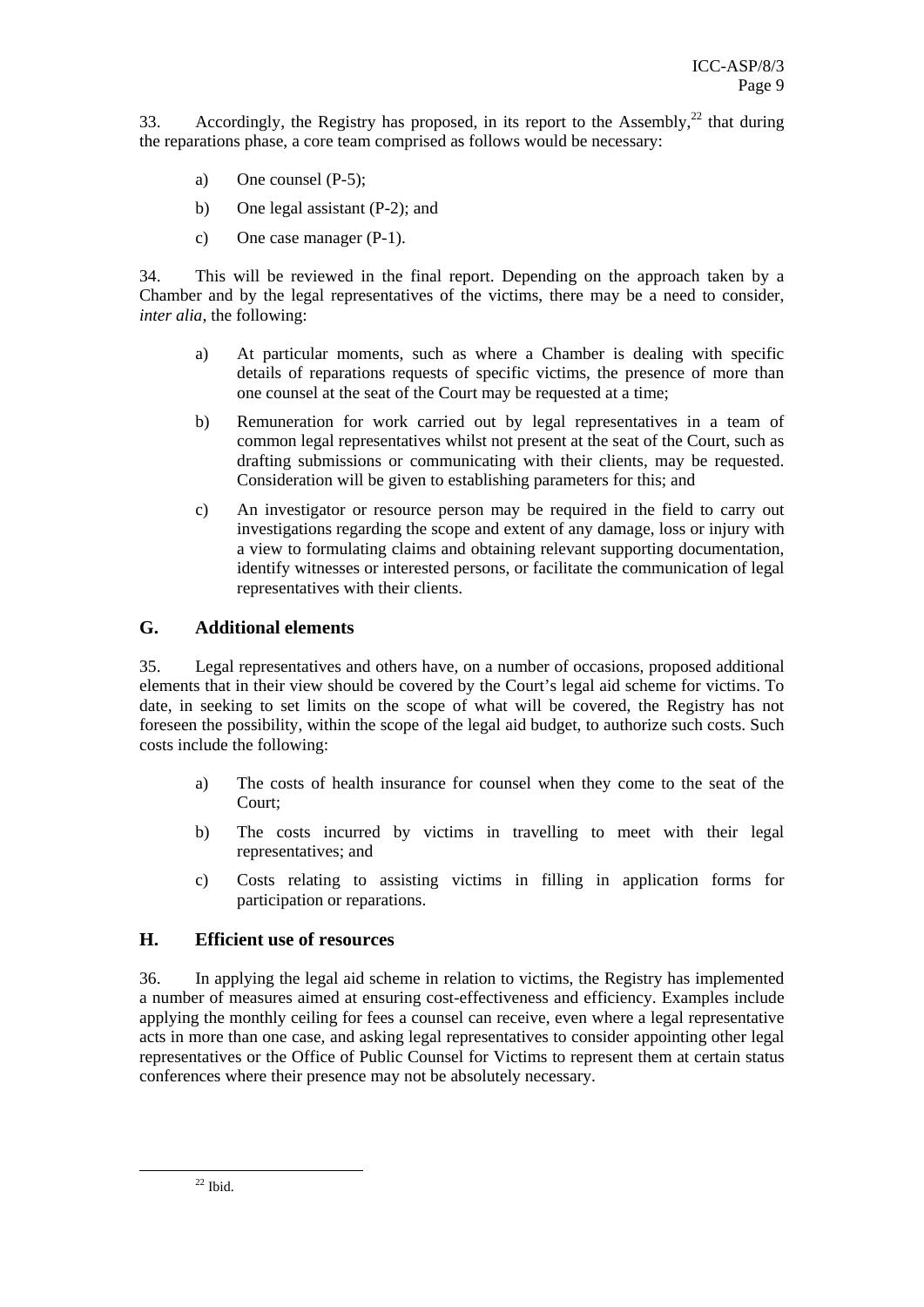33. Accordingly, the Registry has proposed, in its report to the Assembly,[22] that during the reparations phase, a core team comprised as follows would be necessary:

a) One counsel (P-5);

b) One legal assistant (P-2); and

c) One case manager (P-1).

34. This will be reviewed in the final report. Depending on the approach taken by a Chamber and by the legal representatives of the victims, there may be a need to consider, *inter alia*, the following:

a) At particular moments, such as where a Chamber is dealing with specific details of reparations requests of specific victims, the presence of more than one counsel at the seat of the Court may be requested at a time;

b) Remuneration for work carried out by legal representatives in a team of common legal representatives whilst not present at the seat of the Court, such as drafting submissions or communicating with their clients, may be requested. Consideration will be given to establishing parameters for this; and

c) An investigator or resource person may be required in the field to carry out investigations regarding the scope and extent of any damage, loss or injury with a view to formulating claims and obtaining relevant supporting documentation, identify witnesses or interested persons, or facilitate the communication of legal representatives with their clients.

## G. Additional elements

35. Legal representatives and others have, on a number of occasions, proposed additional elements that in their view should be covered by the Court's legal aid scheme for victims. To date, in seeking to set limits on the scope of what will be covered, the Registry has not foreseen the possibility, within the scope of the legal aid budget, to authorize such costs. Such costs include the following:

a) The costs of health insurance for counsel when they come to the seat of the Court;

b) The costs incurred by victims in travelling to meet with their legal representatives; and

c) Costs relating to assisting victims in filling in application forms for participation or reparations.

## H. Efficient use of resources

36. In applying the legal aid scheme in relation to victims, the Registry has implemented a number of measures aimed at ensuring cost-effectiveness and efficiency. Examples include applying the monthly ceiling for fees a counsel can receive, even where a legal representative acts in more than one case, and asking legal representatives to consider appointing other legal representatives or the Office of Public Counsel for Victims to represent them at certain status conferences where their presence may not be absolutely necessary.

---

[22] Ibid.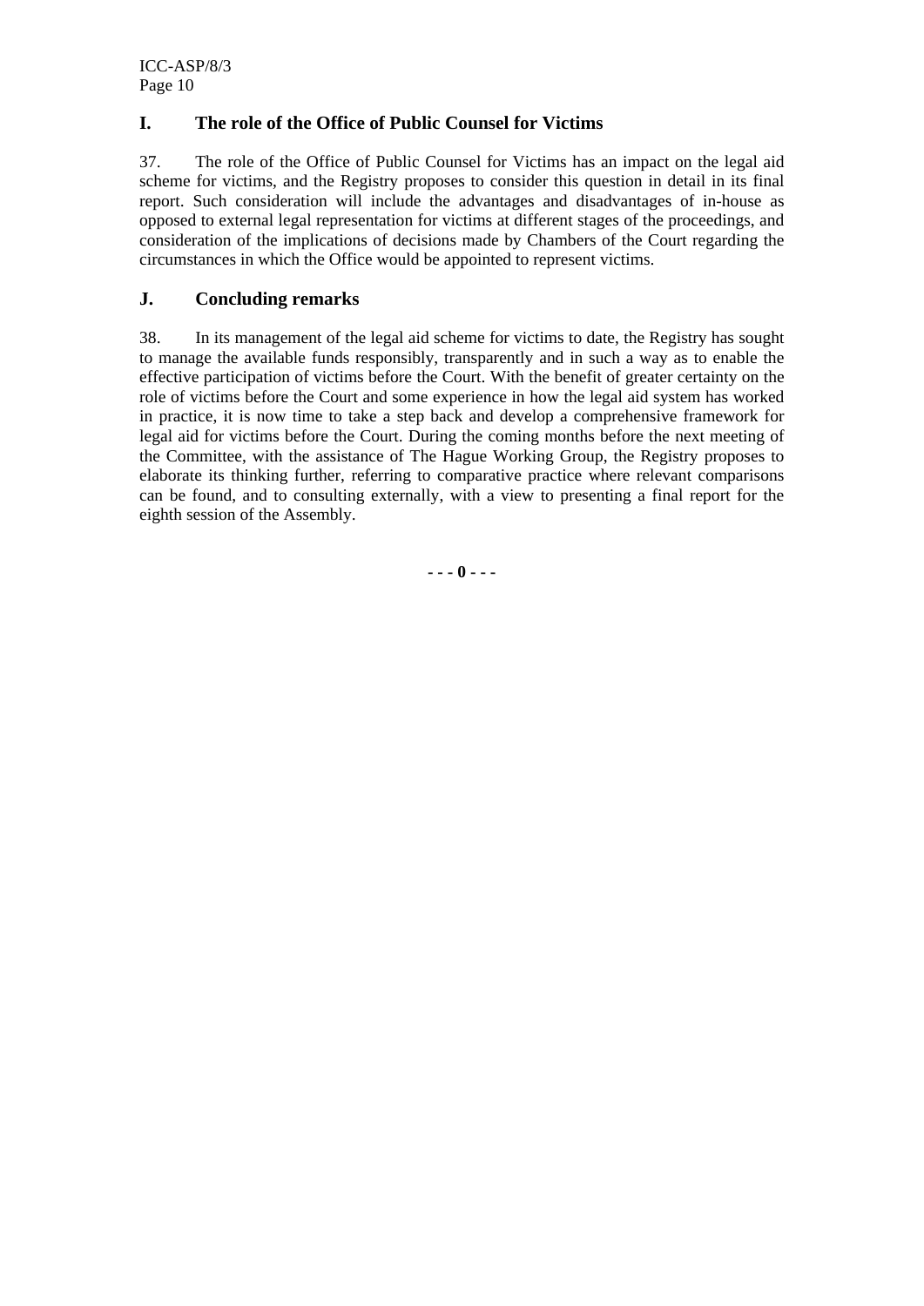## I. The role of the Office of Public Counsel for Victims

37. The role of the Office of Public Counsel for Victims has an impact on the legal aid scheme for victims, and the Registry proposes to consider this question in detail in its final report. Such consideration will include the advantages and disadvantages of in-house as opposed to external legal representation for victims at different stages of the proceedings, and consideration of the implications of decisions made by Chambers of the Court regarding the circumstances in which the Office would be appointed to represent victims.

## J. Concluding remarks

38. In its management of the legal aid scheme for victims to date, the Registry has sought to manage the available funds responsibly, transparently and in such a way as to enable the effective participation of victims before the Court. With the benefit of greater certainty on the role of victims before the Court and some experience in how the legal aid system has worked in practice, it is now time to take a step back and develop a comprehensive framework for legal aid for victims before the Court. During the coming months before the next meeting of the Committee, with the assistance of The Hague Working Group, the Registry proposes to elaborate its thinking further, referring to comparative practice where relevant comparisons can be found, and to consulting externally, with a view to presenting a final report for the eighth session of the Assembly.

**- - - 0 - - -**